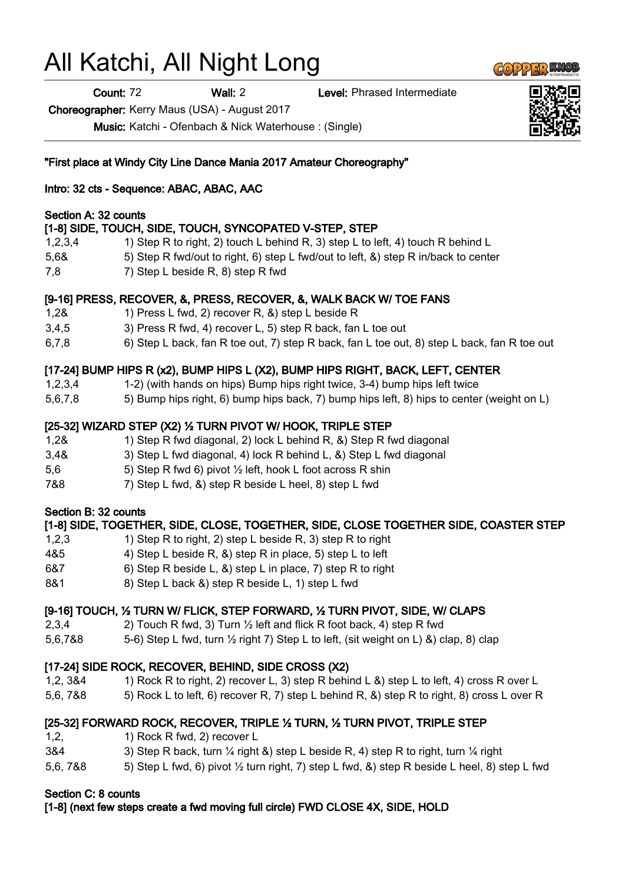# All Katchi, All Night Long

**Count:** 72 **Wall:** 2 **Level:** Phrased Intermediate

**Choreographer:** Kerry Maus (USA) - August 2017

**Music:** Katchi - Ofenbach & Nick Waterhouse : (Single)

**"First place at Windy City Line Dance Mania 2017 Amateur Choreography"**

**Intro: 32 cts - Sequence: ABAC, ABAC, AAC**

**Section A: 32 counts**

**[1-8] SIDE, TOUCH, SIDE, TOUCH, SYNCOPATED V-STEP, STEP**

| | |
|---|---|
| 1,2,3,4 | 1) Step R to right, 2) touch L behind R, 3) step L to left, 4) touch R behind L |
| 5,6& | 5) Step R fwd/out to right, 6) step L fwd/out to left, &) step R in/back to center |
| 7,8 | 7) Step L beside R, 8) step R fwd |

**[9-16] PRESS, RECOVER, &, PRESS, RECOVER, &, WALK BACK W/ TOE FANS**

| | |
|---|---|
| 1,2& | 1) Press L fwd, 2) recover R, &) step L beside R |
| 3,4,5 | 3) Press R fwd, 4) recover L, 5) step R back, fan L toe out |
| 6,7,8 | 6) Step L back, fan R toe out, 7) step R back, fan L toe out, 8) step L back, fan R toe out |

**[17-24] BUMP HIPS R (x2), BUMP HIPS L (X2), BUMP HIPS RIGHT, BACK, LEFT, CENTER**

| | |
|---|---|
| 1,2,3,4 | 1-2) (with hands on hips) Bump hips right twice, 3-4) bump hips left twice |
| 5,6,7,8 | 5) Bump hips right, 6) bump hips back, 7) bump hips left, 8) hips to center (weight on L) |

**[25-32] WIZARD STEP (X2) ½ TURN PIVOT W/ HOOK, TRIPLE STEP**

| | |
|---|---|
| 1,2& | 1) Step R fwd diagonal, 2) lock L behind R, &) Step R fwd diagonal |
| 3,4& | 3) Step L fwd diagonal, 4) lock R behind L, &) Step L fwd diagonal |
| 5,6 | 5) Step R fwd 6) pivot ½ left, hook L foot across R shin |
| 7&8 | 7) Step L fwd, &) step R beside L heel, 8) step L fwd |

**Section B: 32 counts**

**[1-8] SIDE, TOGETHER, SIDE, CLOSE, TOGETHER, SIDE, CLOSE TOGETHER SIDE, COASTER STEP**

| | |
|---|---|
| 1,2,3 | 1) Step R to right, 2) step L beside R, 3) step R to right |
| 4&5 | 4) Step L beside R, &) step R in place, 5) step L to left |
| 6&7 | 6) Step R beside L, &) step L in place, 7) step R to right |
| 8&1 | 8) Step L back &) step R beside L, 1) step L fwd |

**[9-16] TOUCH, ½ TURN W/ FLICK, STEP FORWARD, ½ TURN PIVOT, SIDE, W/ CLAPS**

| | |
|---|---|
| 2,3,4 | 2) Touch R fwd, 3) Turn ½ left and flick R foot back, 4) step R fwd |
| 5,6,7&8 | 5-6) Step L fwd, turn ½ right 7) Step L to left, (sit weight on L) &) clap, 8) clap |

**[17-24] SIDE ROCK, RECOVER, BEHIND, SIDE CROSS (X2)**

| | |
|---|---|
| 1,2, 3&4 | 1) Rock R to right, 2) recover L, 3) step R behind L &) step L to left, 4) cross R over L |
| 5,6, 7&8 | 5) Rock L to left, 6) recover R, 7) step L behind R, &) step R to right, 8) cross L over R |

**[25-32] FORWARD ROCK, RECOVER, TRIPLE ½ TURN, ½ TURN PIVOT, TRIPLE STEP**

| | |
|---|---|
| 1,2, | 1) Rock R fwd, 2) recover L |
| 3&4 | 3) Step R back, turn ¼ right &) step L beside R, 4) step R to right, turn ¼ right |
| 5,6, 7&8 | 5) Step L fwd, 6) pivot ½ turn right, 7) step L fwd, &) step R beside L heel, 8) step L fwd |

**Section C: 8 counts**

**[1-8] (next few steps create a fwd moving full circle) FWD CLOSE 4X, SIDE, HOLD**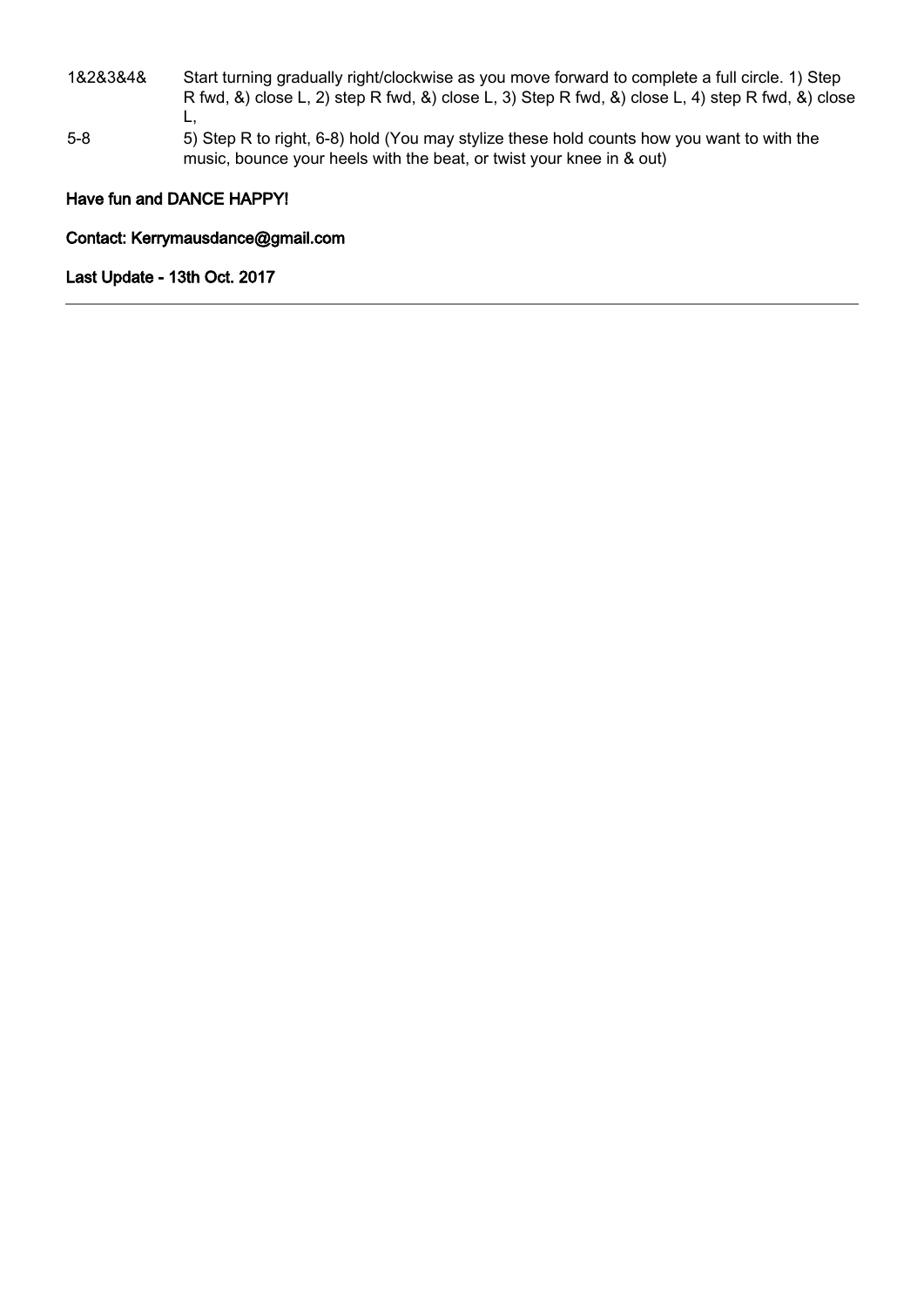| | |
|---|---|
| 1&2&3&4& | Start turning gradually right/clockwise as you move forward to complete a full circle. 1) Step R fwd, &) close L, 2) step R fwd, &) close L, 3) Step R fwd, &) close L, 4) step R fwd, &) close L, |
| 5-8 | 5) Step R to right, 6-8) hold (You may stylize these hold counts how you want to with the music, bounce your heels with the beat, or twist your knee in & out) |

**Have fun and DANCE HAPPY!**

**Contact: Kerrymausdance@gmail.com**

**Last Update - 13th Oct. 2017**

---